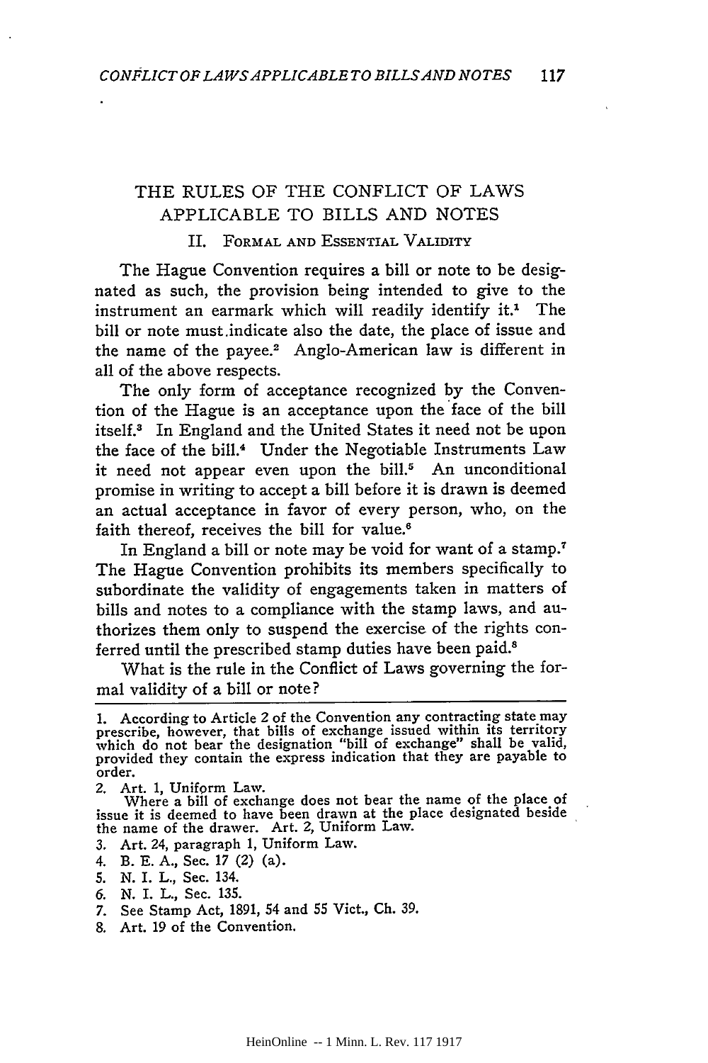# THE RULES OF THE CONFLICT OF LAWS APPLICABLE TO BILLS AND NOTES

## II. Formal and Essential Validity

The Hague Convention requires a bill or note to be designated as such, the provision being intended to give to the instrument an earmark which will readily identify it.[1] The bill or note must indicate also the date, the place of issue and the name of the payee.[2] Anglo-American law is different in all of the above respects.

The only form of acceptance recognized by the Convention of the Hague is an acceptance upon the face of the bill itself.[3] In England and the United States it need not be upon the face of the bill.[4] Under the Negotiable Instruments Law it need not appear even upon the bill.[5] An unconditional promise in writing to accept a bill before it is drawn is deemed an actual acceptance in favor of every person, who, on the faith thereof, receives the bill for value.[6]

In England a bill or note may be void for want of a stamp.[7] The Hague Convention prohibits its members specifically to subordinate the validity of engagements taken in matters of bills and notes to a compliance with the stamp laws, and authorizes them only to suspend the exercise of the rights conferred until the prescribed stamp duties have been paid.[8]

What is the rule in the Conflict of Laws governing the formal validity of a bill or note?

---

1. According to Article 2 of the Convention any contracting state may prescribe, however, that bills of exchange issued within its territory which do not bear the designation "bill of exchange" shall be valid, provided they contain the express indication that they are payable to order.

2. Art. 1, Uniform Law.
   Where a bill of exchange does not bear the name of the place of issue it is deemed to have been drawn at the place designated beside the name of the drawer. Art. 2, Uniform Law.

3. Art. 24, paragraph 1, Uniform Law.

4. B. E. A., Sec. 17 (2) (a).

5. N. I. L., Sec. 134.

6. N. I. L., Sec. 135.

7. See Stamp Act, 1891, 54 and 55 Vict., Ch. 39.

8. Art. 19 of the Convention.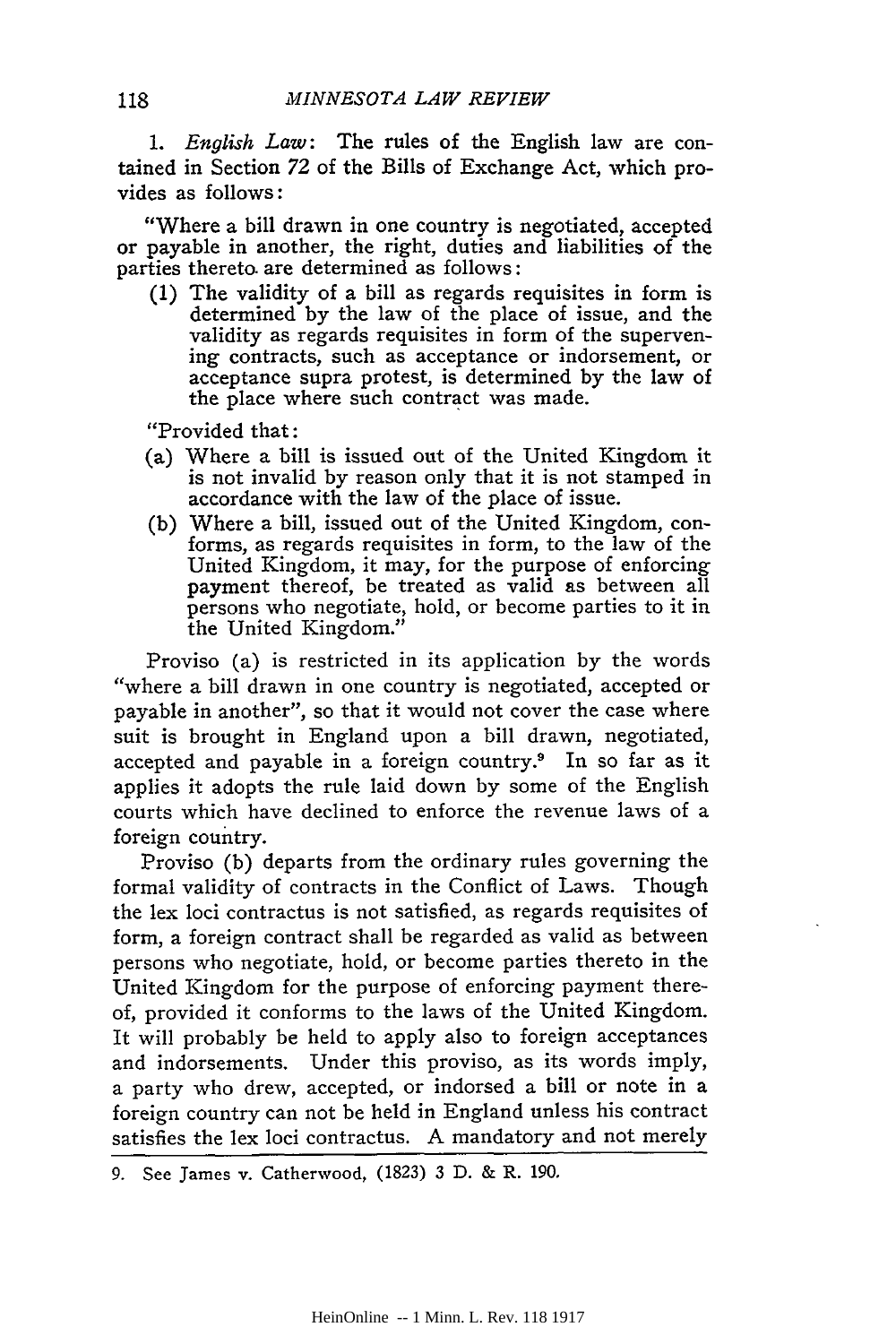1. *English Law*: The rules of the English law are contained in Section 72 of the Bills of Exchange Act, which provides as follows:

"Where a bill drawn in one country is negotiated, accepted or payable in another, the right, duties and liabilities of the parties thereto are determined as follows:

(1) The validity of a bill as regards requisites in form is determined by the law of the place of issue, and the validity as regards requisites in form of the supervening contracts, such as acceptance or indorsement, or acceptance supra protest, is determined by the law of the place where such contract was made.

"Provided that:

(a) Where a bill is issued out of the United Kingdom it is not invalid by reason only that it is not stamped in accordance with the law of the place of issue.

(b) Where a bill, issued out of the United Kingdom, conforms, as regards requisites in form, to the law of the United Kingdom, it may, for the purpose of enforcing payment thereof, be treated as valid as between all persons who negotiate, hold, or become parties to it in the United Kingdom."

Proviso (a) is restricted in its application by the words "where a bill drawn in one country is negotiated, accepted or payable in another", so that it would not cover the case where suit is brought in England upon a bill drawn, negotiated, accepted and payable in a foreign country.[9] In so far as it applies it adopts the rule laid down by some of the English courts which have declined to enforce the revenue laws of a foreign country.

Proviso (b) departs from the ordinary rules governing the formal validity of contracts in the Conflict of Laws. Though the lex loci contractus is not satisfied, as regards requisites of form, a foreign contract shall be regarded as valid as between persons who negotiate, hold, or become parties thereto in the United Kingdom for the purpose of enforcing payment thereof, provided it conforms to the laws of the United Kingdom. It will probably be held to apply also to foreign acceptances and indorsements. Under this proviso, as its words imply, a party who drew, accepted, or indorsed a bill or note in a foreign country can not be held in England unless his contract satisfies the lex loci contractus. A mandatory and not merely

9. See James v. Catherwood, (1823) 3 D. & R. 190.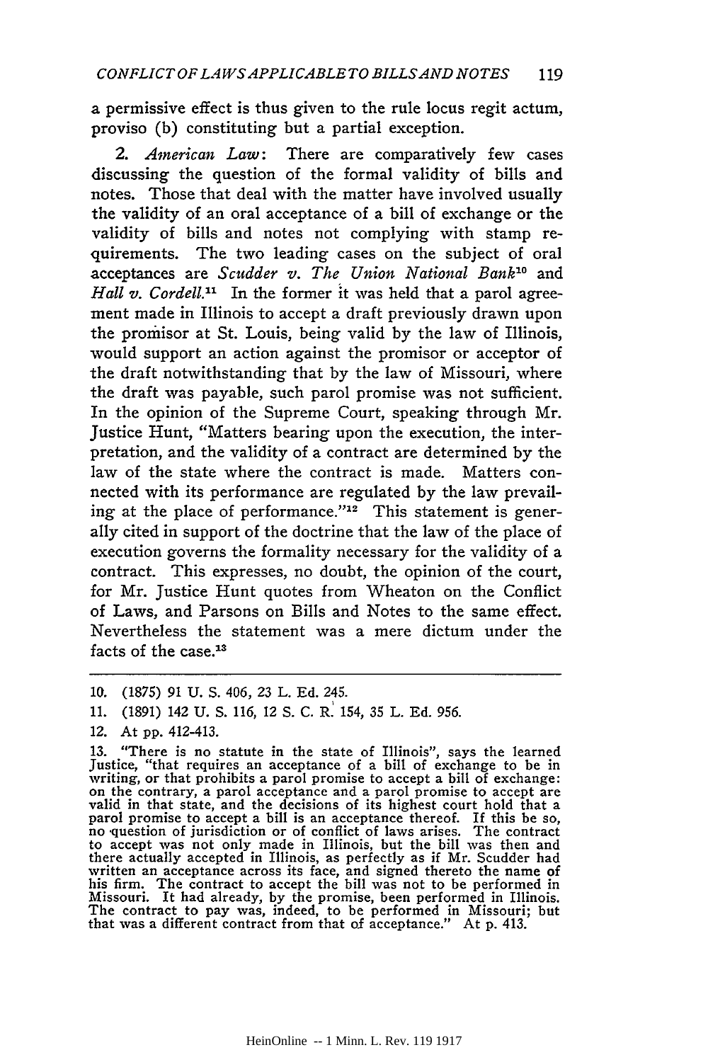a permissive effect is thus given to the rule locus regit actum, proviso (b) constituting but a partial exception.

2. *American Law*: There are comparatively few cases discussing the question of the formal validity of bills and notes. Those that deal with the matter have involved usually the validity of an oral acceptance of a bill of exchange or the validity of bills and notes not complying with stamp requirements. The two leading cases on the subject of oral acceptances are *Scudder v. The Union National Bank*[10] and *Hall v. Cordell*.[11] In the former it was held that a parol agreement made in Illinois to accept a draft previously drawn upon the promisor at St. Louis, being valid by the law of Illinois, would support an action against the promisor or acceptor of the draft notwithstanding that by the law of Missouri, where the draft was payable, such parol promise was not sufficient. In the opinion of the Supreme Court, speaking through Mr. Justice Hunt, "Matters bearing upon the execution, the interpretation, and the validity of a contract are determined by the law of the state where the contract is made. Matters connected with its performance are regulated by the law prevailing at the place of performance."[12] This statement is generally cited in support of the doctrine that the law of the place of execution governs the formality necessary for the validity of a contract. This expresses, no doubt, the opinion of the court, for Mr. Justice Hunt quotes from Wheaton on the Conflict of Laws, and Parsons on Bills and Notes to the same effect. Nevertheless the statement was a mere dictum under the facts of the case.[13]

---

10. (1875) 91 U. S. 406, 23 L. Ed. 245.

11. (1891) 142 U. S. 116, 12 S. C. R. 154, 35 L. Ed. 956.

12. At pp. 412-413.

13. "There is no statute in the state of Illinois", says the learned Justice, "that requires an acceptance of a bill of exchange to be in writing, or that prohibits a parol promise to accept a bill of exchange: on the contrary, a parol acceptance and a parol promise to accept are valid in that state, and the decisions of its highest court hold that a parol promise to accept a bill is an acceptance thereof. If this be so, no question of jurisdiction or of conflict of laws arises. The contract to accept was not only made in Illinois, but the bill was then and there actually accepted in Illinois, as perfectly as if Mr. Scudder had written an acceptance across its face, and signed thereto the name of his firm. The contract to accept the bill was not to be performed in Missouri. It had already, by the promise, been performed in Illinois. The contract to pay was, indeed, to be performed in Missouri; but that was a different contract from that of acceptance." At p. 413.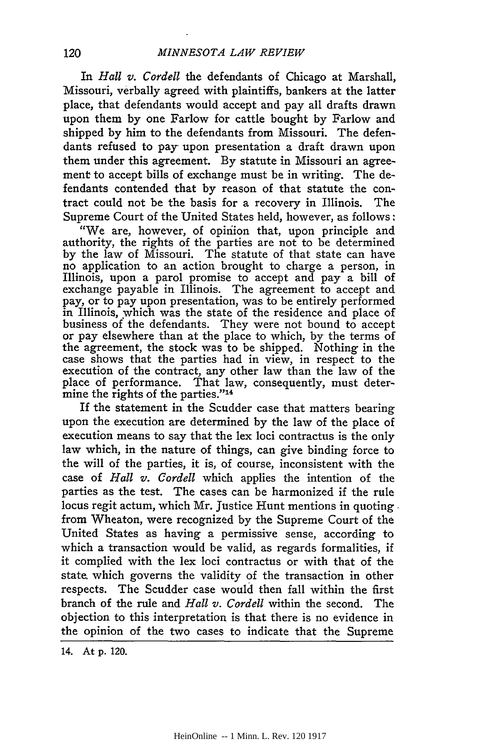In *Hall v. Cordell* the defendants of Chicago at Marshall, Missouri, verbally agreed with plaintiffs, bankers at the latter place, that defendants would accept and pay all drafts drawn upon them by one Farlow for cattle bought by Farlow and shipped by him to the defendants from Missouri. The defendants refused to pay upon presentation a draft drawn upon them under this agreement. By statute in Missouri an agreement to accept bills of exchange must be in writing. The defendants contended that by reason of that statute the contract could not be the basis for a recovery in Illinois. The Supreme Court of the United States held, however, as follows:

> "We are, however, of opinion that, upon principle and authority, the rights of the parties are not to be determined by the law of Missouri. The statute of that state can have no application to an action brought to charge a person, in Illinois, upon a parol promise to accept and pay a bill of exchange payable in Illinois. The agreement to accept and pay, or to pay upon presentation, was to be entirely performed in Illinois, which was the state of the residence and place of business of the defendants. They were not bound to accept or pay elsewhere than at the place to which, by the terms of the agreement, the stock was to be shipped. Nothing in the case shows that the parties had in view, in respect to the execution of the contract, any other law than the law of the place of performance. That law, consequently, must determine the rights of the parties."[14]

If the statement in the Scudder case that matters bearing upon the execution are determined by the law of the place of execution means to say that the lex loci contractus is the only law which, in the nature of things, can give binding force to the will of the parties, it is, of course, inconsistent with the case of *Hall v. Cordell* which applies the intention of the parties as the test. The cases can be harmonized if the rule locus regit actum, which Mr. Justice Hunt mentions in quoting from Wheaton, were recognized by the Supreme Court of the United States as having a permissive sense, according to which a transaction would be valid, as regards formalities, if it complied with the lex loci contractus or with that of the state which governs the validity of the transaction in other respects. The Scudder case would then fall within the first branch of the rule and *Hall v. Cordell* within the second. The objection to this interpretation is that there is no evidence in the opinion of the two cases to indicate that the Supreme

14. At p. 120.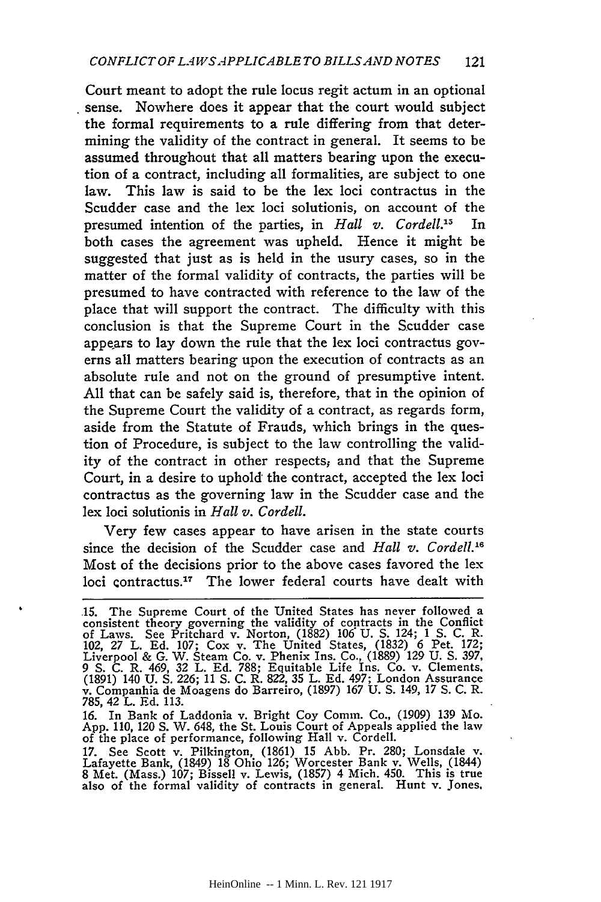Court meant to adopt the rule locus regit actum in an optional sense. Nowhere does it appear that the court would subject the formal requirements to a rule differing from that determining the validity of the contract in general. It seems to be assumed throughout that all matters bearing upon the execution of a contract, including all formalities, are subject to one law. This law is said to be the lex loci contractus in the Scudder case and the lex loci solutionis, on account of the presumed intention of the parties, in *Hall v. Cordell.*[15] In both cases the agreement was upheld. Hence it might be suggested that just as is held in the usury cases, so in the matter of the formal validity of contracts, the parties will be presumed to have contracted with reference to the law of the place that will support the contract. The difficulty with this conclusion is that the Supreme Court in the Scudder case appears to lay down the rule that the lex loci contractus governs all matters bearing upon the execution of contracts as an absolute rule and not on the ground of presumptive intent. All that can be safely said is, therefore, that in the opinion of the Supreme Court the validity of a contract, as regards form, aside from the Statute of Frauds, which brings in the question of Procedure, is subject to the law controlling the validity of the contract in other respects; and that the Supreme Court, in a desire to uphold the contract, accepted the lex loci contractus as the governing law in the Scudder case and the lex loci solutionis in *Hall v. Cordell.*

Very few cases appear to have arisen in the state courts since the decision of the Scudder case and *Hall v. Cordell.*[16] Most of the decisions prior to the above cases favored the lex loci contractus.[17] The lower federal courts have dealt with

---

15. The Supreme Court of the United States has never followed a consistent theory governing the validity of contracts in the Conflict of Laws. See Pritchard v. Norton, (1882) 106 U. S. 124; 1 S. C. R. 102, 27 L. Ed. 107; Cox v. The United States, (1832) 6 Pet. 172; Liverpool & G. W. Steam Co. v. Phenix Ins. Co., (1889) 129 U. S. 397, 9 S. C. R. 469, 32 L. Ed. 788; Equitable Life Ins. Co. v. Clements, (1891) 140 U. S. 226; 11 S. C. R. 822, 35 L. Ed. 497; London Assurance v. Companhia de Moagens do Barreiro, (1897) 167 U. S. 149, 17 S. C. R. 785, 42 L. Ed. 113.

16. In Bank of Laddonia v. Bright Coy Comm. Co., (1909) 139 Mo. App. 110, 120 S. W. 648, the St. Louis Court of Appeals applied the law of the place of performance, following Hall v. Cordell.

17. See Scott v. Pilkington, (1861) 15 Abb. Pr. 280; Lonsdale v. Lafayette Bank, (1849) 18 Ohio 126; Worcester Bank v. Wells, (1844) 8 Met. (Mass.) 107; Bissell v. Lewis, (1857) 4 Mich. 450. This is true also of the formal validity of contracts in general. Hunt v. Jones,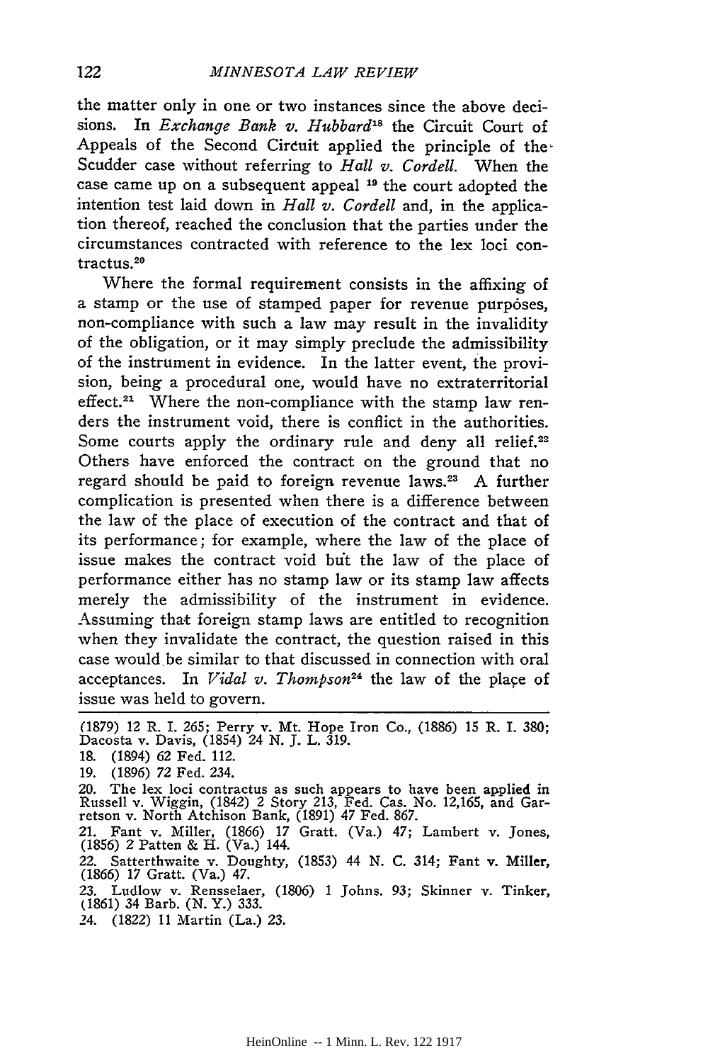the matter only in one or two instances since the above decisions. In *Exchange Bank v. Hubbard*[18] the Circuit Court of Appeals of the Second Circuit applied the principle of the Scudder case without referring to *Hall v. Cordell.* When the case came up on a subsequent appeal [19] the court adopted the intention test laid down in *Hall v. Cordell* and, in the application thereof, reached the conclusion that the parties under the circumstances contracted with reference to the lex loci contractus.[20]

Where the formal requirement consists in the affixing of a stamp or the use of stamped paper for revenue purposes, non-compliance with such a law may result in the invalidity of the obligation, or it may simply preclude the admissibility of the instrument in evidence. In the latter event, the provision, being a procedural one, would have no extraterritorial effect.[21] Where the non-compliance with the stamp law renders the instrument void, there is conflict in the authorities. Some courts apply the ordinary rule and deny all relief.[22] Others have enforced the contract on the ground that no regard should be paid to foreign revenue laws.[23] A further complication is presented when there is a difference between the law of the place of execution of the contract and that of its performance; for example, where the law of the place of issue makes the contract void but the law of the place of performance either has no stamp law or its stamp law affects merely the admissibility of the instrument in evidence. Assuming that foreign stamp laws are entitled to recognition when they invalidate the contract, the question raised in this case would be similar to that discussed in connection with oral acceptances. In *Vidal v. Thompson*[24] the law of the place of issue was held to govern.

---

(1879) 12 R. I. 265; Perry v. Mt. Hope Iron Co., (1886) 15 R. I. 380; Dacosta v. Davis, (1854) 24 N. J. L. 319.

18. (1894) 62 Fed. 112.

19. (1896) 72 Fed. 234.

20. The lex loci contractus as such appears to have been applied in Russell v. Wiggin, (1842) 2 Story 213, Fed. Cas. No. 12,165, and Garretson v. North Atchison Bank, (1891) 47 Fed. 867.

21. Fant v. Miller, (1866) 17 Gratt. (Va.) 47; Lambert v. Jones, (1856) 2 Patten & H. (Va.) 144.

22. Satterthwaite v. Doughty, (1853) 44 N. C. 314; Fant v. Miller, (1866) 17 Gratt. (Va.) 47.

23. Ludlow v. Rensselaer, (1806) 1 Johns. 93; Skinner v. Tinker, (1861) 34 Barb. (N. Y.) 333.

24. (1822) 11 Martin (La.) 23.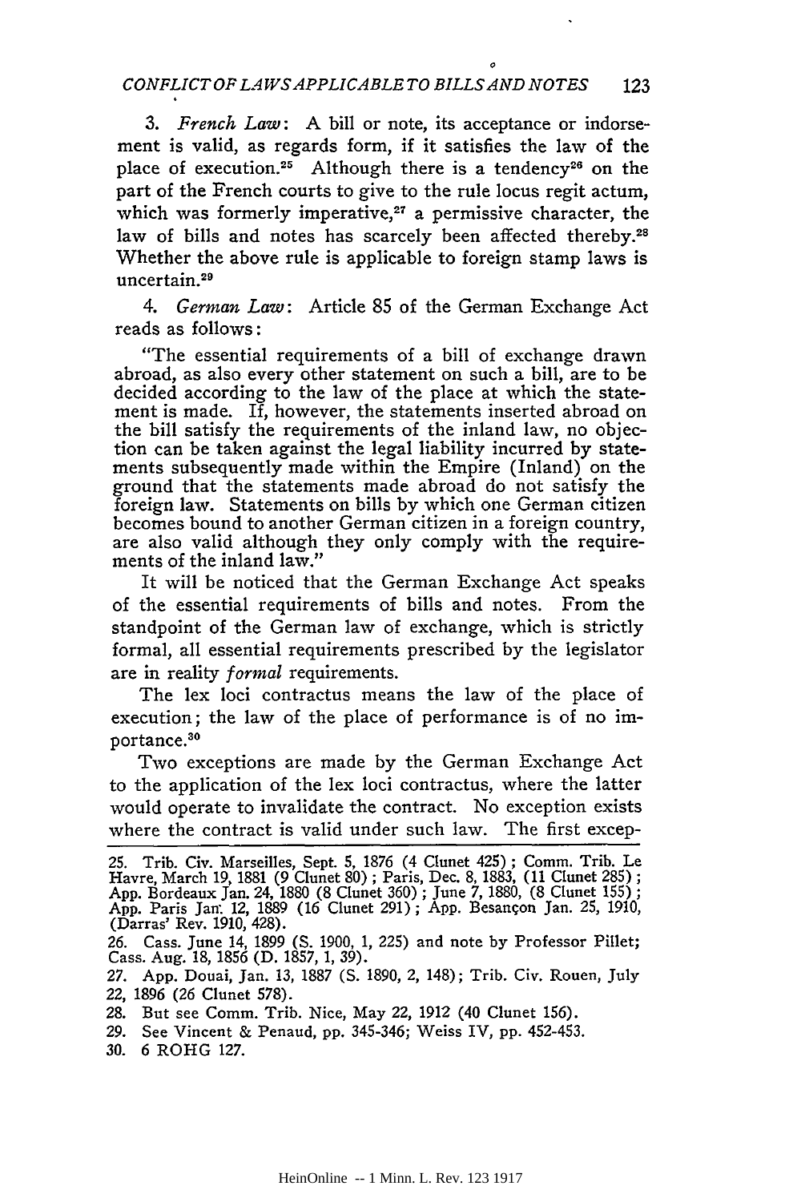3. *French Law*: A bill or note, its acceptance or indorsement is valid, as regards form, if it satisfies the law of the place of execution.[25] Although there is a tendency[26] on the part of the French courts to give to the rule locus regit actum, which was formerly imperative,[27] a permissive character, the law of bills and notes has scarcely been affected thereby.[28] Whether the above rule is applicable to foreign stamp laws is uncertain.[29]

4. *German Law*: Article 85 of the German Exchange Act reads as follows:

"The essential requirements of a bill of exchange drawn abroad, as also every other statement on such a bill, are to be decided according to the law of the place at which the statement is made. If, however, the statements inserted abroad on the bill satisfy the requirements of the inland law, no objection can be taken against the legal liability incurred by statements subsequently made within the Empire (Inland) on the ground that the statements made abroad do not satisfy the foreign law. Statements on bills by which one German citizen becomes bound to another German citizen in a foreign country, are also valid although they only comply with the requirements of the inland law."

It will be noticed that the German Exchange Act speaks of the essential requirements of bills and notes. From the standpoint of the German law of exchange, which is strictly formal, all essential requirements prescribed by the legislator are in reality *formal* requirements.

The lex loci contractus means the law of the place of execution; the law of the place of performance is of no importance.[30]

Two exceptions are made by the German Exchange Act to the application of the lex loci contractus, where the latter would operate to invalidate the contract. No exception exists where the contract is valid under such law. The first excep-

---

25. Trib. Civ. Marseilles, Sept. 5, 1876 (4 Clunet 425); Comm. Trib. Le Havre, March 19, 1881 (9 Clunet 80); Paris, Dec. 8, 1883, (11 Clunet 285); App. Bordeaux Jan. 24, 1880 (8 Clunet 360); June 7, 1880, (8 Clunet 155); App. Paris Jan. 12, 1889 (16 Clunet 291); App. Besançon Jan. 25, 1910, (Darras' Rev. 1910, 428).

26. Cass. June 14, 1899 (S. 1900, 1, 225) and note by Professor Pillet; Cass. Aug. 18, 1856 (D. 1857, 1, 39).

27. App. Douai, Jan. 13, 1887 (S. 1890, 2, 148); Trib. Civ. Rouen, July 22, 1896 (26 Clunet 578).

28. But see Comm. Trib. Nice, May 22, 1912 (40 Clunet 156).

29. See Vincent & Penaud, pp. 345-346; Weiss IV, pp. 452-453.

30. 6 ROHG 127.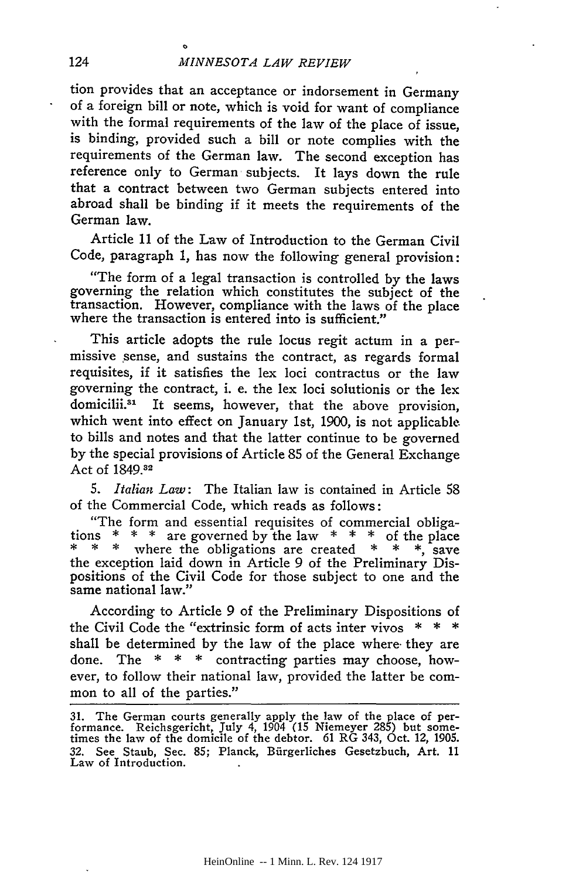tion provides that an acceptance or indorsement in Germany of a foreign bill or note, which is void for want of compliance with the formal requirements of the law of the place of issue, is binding, provided such a bill or note complies with the requirements of the German law. The second exception has reference only to German subjects. It lays down the rule that a contract between two German subjects entered into abroad shall be binding if it meets the requirements of the German law.

Article 11 of the Law of Introduction to the German Civil Code, paragraph 1, has now the following general provision:

"The form of a legal transaction is controlled by the laws governing the relation which constitutes the subject of the transaction. However, compliance with the laws of the place where the transaction is entered into is sufficient."

This article adopts the rule locus regit actum in a permissive sense, and sustains the contract, as regards formal requisites, if it satisfies the lex loci contractus or the law governing the contract, i. e. the lex loci solutionis or the lex domicilii.[31] It seems, however, that the above provision, which went into effect on January 1st, 1900, is not applicable to bills and notes and that the latter continue to be governed by the special provisions of Article 85 of the General Exchange Act of 1849.[32]

5. *Italian Law*: The Italian law is contained in Article 58 of the Commercial Code, which reads as follows:

"The form and essential requisites of commercial obligations * * * are governed by the law * * * of the place * * * where the obligations are created * * *, save the exception laid down in Article 9 of the Preliminary Dispositions of the Civil Code for those subject to one and the same national law."

According to Article 9 of the Preliminary Dispositions of the Civil Code the "extrinsic form of acts inter vivos * * * shall be determined by the law of the place where they are done. The * * * contracting parties may choose, however, to follow their national law, provided the latter be common to all of the parties."

---

31. The German courts generally apply the law of the place of performance. Reichsgericht, July 4, 1904 (15 Niemeyer 285) but sometimes the law of the domicile of the debtor. 61 RG 343, Oct. 12, 1905.

32. See Staub, Sec. 85; Planck, Bürgerliches Gesetzbuch, Art. 11 Law of Introduction.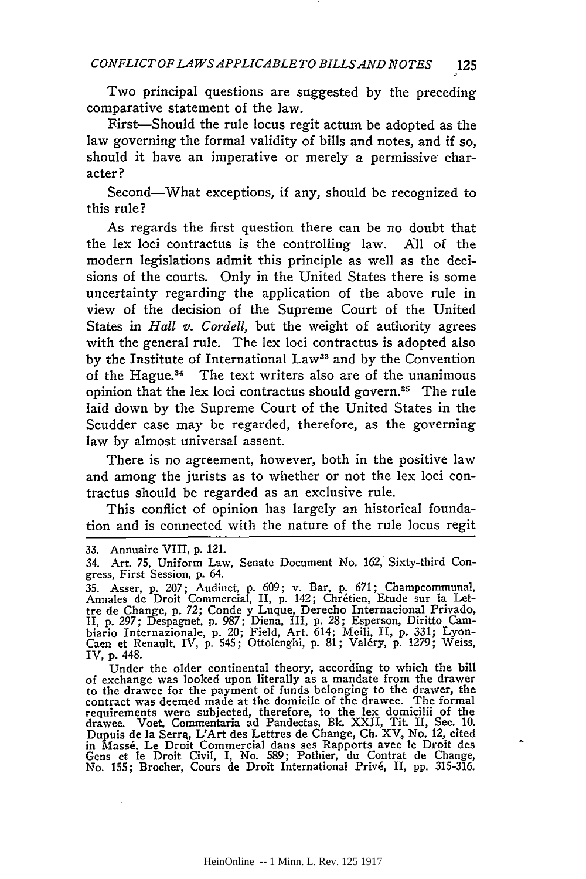Two principal questions are suggested by the preceding comparative statement of the law.

First—Should the rule locus regit actum be adopted as the law governing the formal validity of bills and notes, and if so, should it have an imperative or merely a permissive character?

Second—What exceptions, if any, should be recognized to this rule?

As regards the first question there can be no doubt that the lex loci contractus is the controlling law. All of the modern legislations admit this principle as well as the decisions of the courts. Only in the United States there is some uncertainty regarding the application of the above rule in view of the decision of the Supreme Court of the United States in *Hall v. Cordell,* but the weight of authority agrees with the general rule. The lex loci contractus is adopted also by the Institute of International Law[33] and by the Convention of the Hague.[34] The text writers also are of the unanimous opinion that the lex loci contractus should govern.[35] The rule laid down by the Supreme Court of the United States in the Scudder case may be regarded, therefore, as the governing law by almost universal assent.

There is no agreement, however, both in the positive law and among the jurists as to whether or not the lex loci contractus should be regarded as an exclusive rule.

This conflict of opinion has largely an historical foundation and is connected with the nature of the rule locus regit

---

33. Annuaire VIII, p. 121.

34. Art. 75, Uniform Law, Senate Document No. 162, Sixty-third Congress, First Session, p. 64.

35. Asser, p. 207; Audinet, p. 609; v. Bar, p. 671; Champcommunal, Annales de Droit Commercial, II, p. 142; Chrétien, Etude sur la Lettre de Change, p. 72; Conde y Luque, Derecho Internacional Privado, II, p. 297; Despagnet, p. 987; Diena, III, p. 28; Esperson, Diritto Cambiario Internazionale, p. 20; Field, Art. 614; Meili, II, p. 331; Lyon-Caen et Renault, IV, p. 545; Ottolenghi, p. 81; Valéry, p. 1279; Weiss, IV, p. 448.

Under the older continental theory, according to which the bill of exchange was looked upon literally as a mandate from the drawer to the drawee for the payment of funds belonging to the drawer, the contract was deemed made at the domicile of the drawee. The formal requirements were subjected, therefore, to the lex domicilii of the drawee. Voet, Commentaria ad Pandectas, Bk. XXII, Tit. II, Sec. 10. Dupuis de la Serra, L'Art des Lettres de Change, Ch. XV, No. 12, cited in Massé, Le Droit Commercial dans ses Rapports avec le Droit des Gens et le Droit Civil, I, No. 589; Pothier, du Contrat de Change, No. 155; Brocher, Cours de Droit International Privé, II, pp. 315-316.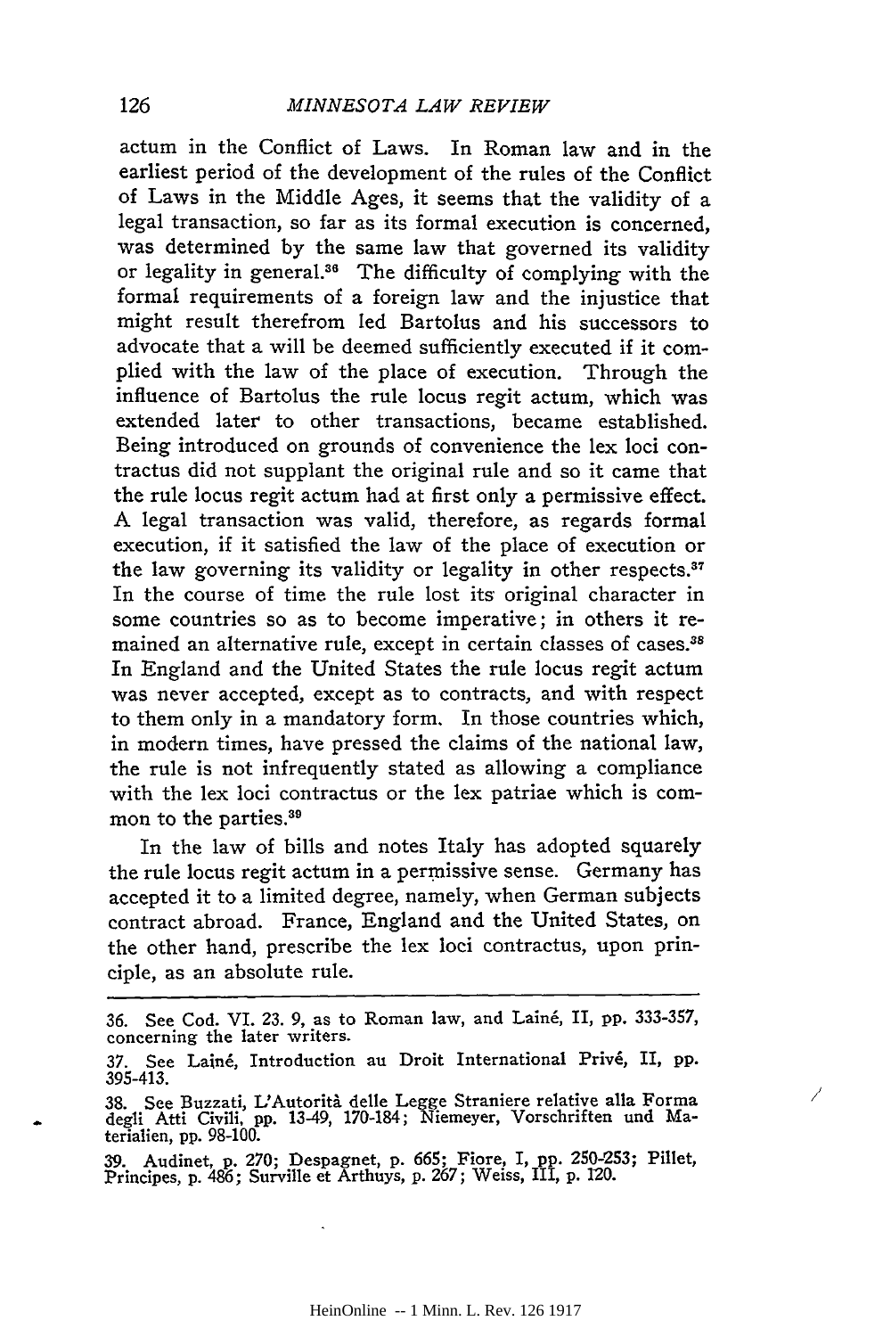actum in the Conflict of Laws. In Roman law and in the earliest period of the development of the rules of the Conflict of Laws in the Middle Ages, it seems that the validity of a legal transaction, so far as its formal execution is concerned, was determined by the same law that governed its validity or legality in general.[36] The difficulty of complying with the formal requirements of a foreign law and the injustice that might result therefrom led Bartolus and his successors to advocate that a will be deemed sufficiently executed if it complied with the law of the place of execution. Through the influence of Bartolus the rule locus regit actum, which was extended later to other transactions, became established. Being introduced on grounds of convenience the lex loci contractus did not supplant the original rule and so it came that the rule locus regit actum had at first only a permissive effect. A legal transaction was valid, therefore, as regards formal execution, if it satisfied the law of the place of execution or the law governing its validity or legality in other respects.[37] In the course of time the rule lost its original character in some countries so as to become imperative; in others it remained an alternative rule, except in certain classes of cases.[38] In England and the United States the rule locus regit actum was never accepted, except as to contracts, and with respect to them only in a mandatory form. In those countries which, in modern times, have pressed the claims of the national law, the rule is not infrequently stated as allowing a compliance with the lex loci contractus or the lex patriae which is common to the parties.[39]

In the law of bills and notes Italy has adopted squarely the rule locus regit actum in a permissive sense. Germany has accepted it to a limited degree, namely, when German subjects contract abroad. France, England and the United States, on the other hand, prescribe the lex loci contractus, upon principle, as an absolute rule.

---

36. See Cod. VI. 23. 9, as to Roman law, and Lainé, II, pp. 333-357, concerning the later writers.

37. See Lainé, Introduction au Droit International Privé, II, pp. 395-413.

38. See Buzzati, L'Autorità delle Legge Straniere relative alla Forma degli Atti Civili, pp. 13-49, 170-184; Niemeyer, Vorschriften und Materialien, pp. 98-100.

39. Audinet, p. 270; Despagnet, p. 665; Fiore, I, pp. 250-253; Pillet, Principes, p. 486; Surville et Arthuys, p. 267; Weiss, III, p. 120.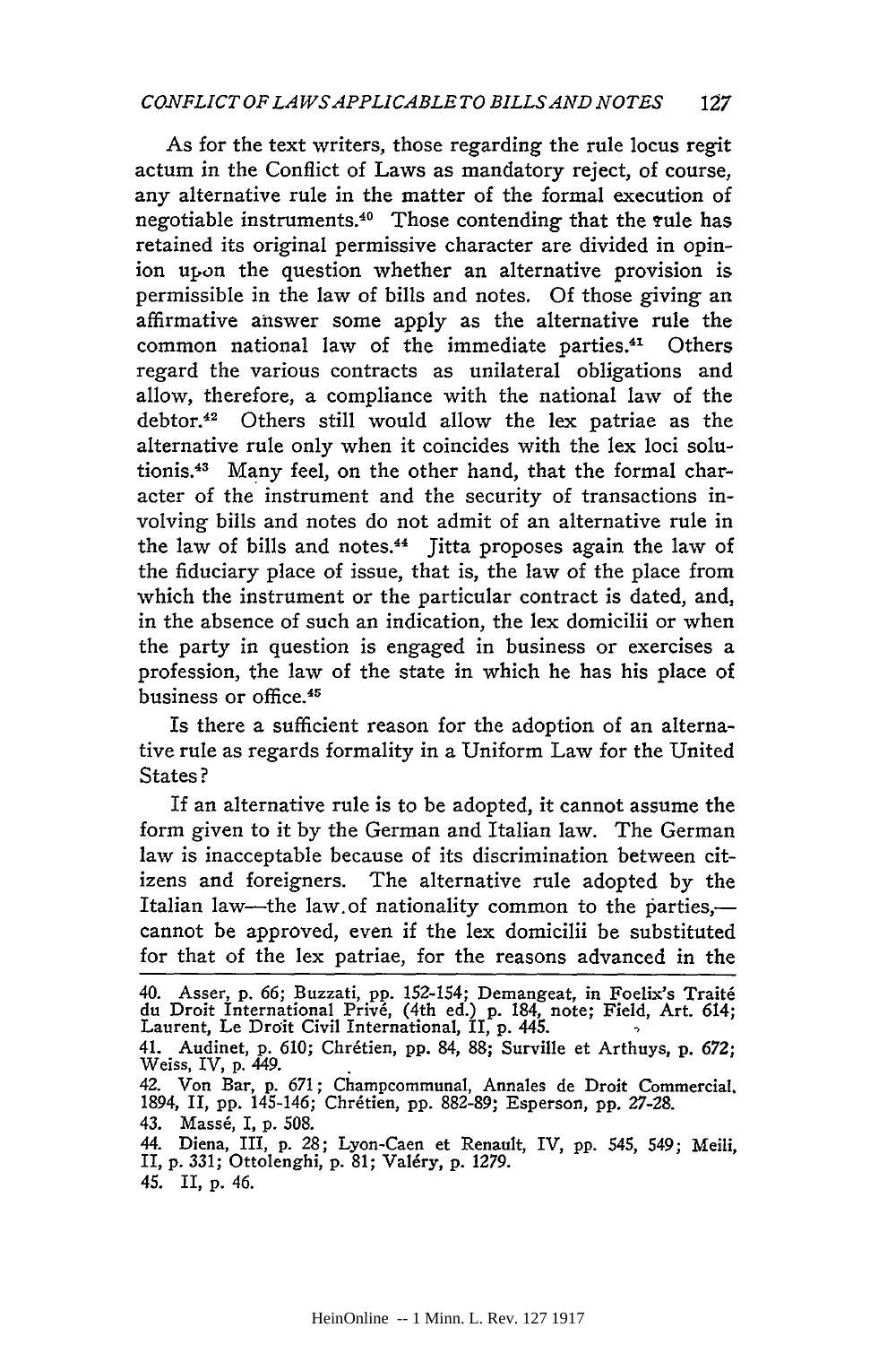As for the text writers, those regarding the rule locus regit actum in the Conflict of Laws as mandatory reject, of course, any alternative rule in the matter of the formal execution of negotiable instruments.[40] Those contending that the rule has retained its original permissive character are divided in opinion upon the question whether an alternative provision is permissible in the law of bills and notes. Of those giving an affirmative answer some apply as the alternative rule the common national law of the immediate parties.[41] Others regard the various contracts as unilateral obligations and allow, therefore, a compliance with the national law of the debtor.[42] Others still would allow the lex patriae as the alternative rule only when it coincides with the lex loci solutionis.[43] Many feel, on the other hand, that the formal character of the instrument and the security of transactions involving bills and notes do not admit of an alternative rule in the law of bills and notes.[44] Jitta proposes again the law of the fiduciary place of issue, that is, the law of the place from which the instrument or the particular contract is dated, and, in the absence of such an indication, the lex domicilii or when the party in question is engaged in business or exercises a profession, the law of the state in which he has his place of business or office.[45]

Is there a sufficient reason for the adoption of an alternative rule as regards formality in a Uniform Law for the United States?

If an alternative rule is to be adopted, it cannot assume the form given to it by the German and Italian law. The German law is inacceptable because of its discrimination between citizens and foreigners. The alternative rule adopted by the Italian law—the law of nationality common to the parties,—cannot be approved, even if the lex domicilii be substituted for that of the lex patriae, for the reasons advanced in the

---

40. Asser, p. 66; Buzzati, pp. 152-154; Demangeat, in Foelix's Traité du Droit International Privé, (4th ed.) p. 184, note; Field, Art. 614; Laurent, Le Droit Civil International, II, p. 445.

41. Audinet, p. 610; Chrétien, pp. 84, 88; Surville et Arthuys, p. 672; Weiss, IV, p. 449.

42. Von Bar, p. 671; Champcommunal, Annales de Droit Commercial, 1894, II, pp. 145-146; Chrétien, pp. 882-89; Esperson, pp. 27-28.

43. Massé, I, p. 508.

44. Diena, III, p. 28; Lyon-Caen et Renault, IV, pp. 545, 549; Meili, II, p. 331; Ottolenghi, p. 81; Valéry, p. 1279.

45. II, p. 46.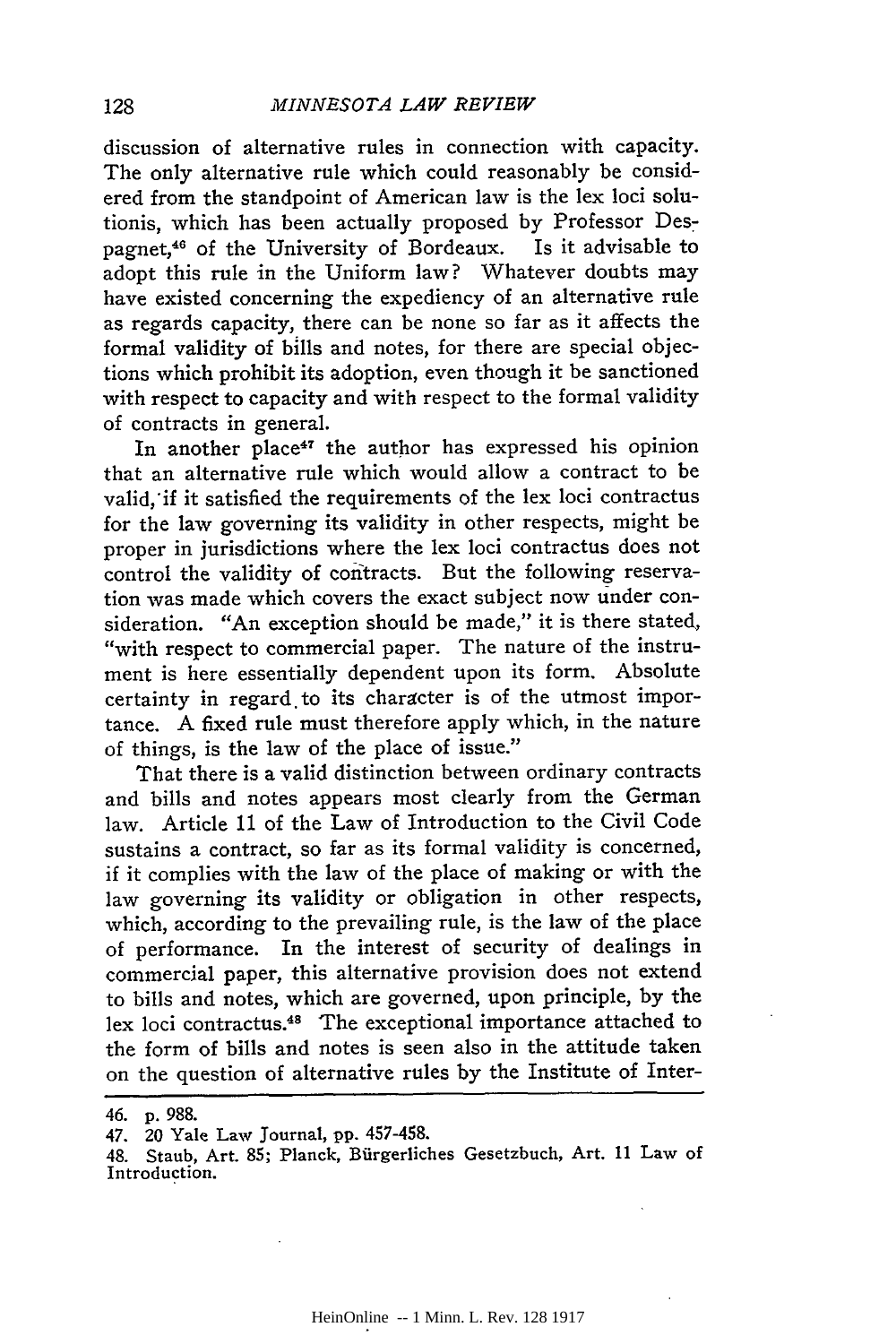discussion of alternative rules in connection with capacity. The only alternative rule which could reasonably be considered from the standpoint of American law is the lex loci solutionis, which has been actually proposed by Professor Despagnet,[46] of the University of Bordeaux. Is it advisable to adopt this rule in the Uniform law? Whatever doubts may have existed concerning the expediency of an alternative rule as regards capacity, there can be none so far as it affects the formal validity of bills and notes, for there are special objections which prohibit its adoption, even though it be sanctioned with respect to capacity and with respect to the formal validity of contracts in general.

In another place[47] the author has expressed his opinion that an alternative rule which would allow a contract to be valid, if it satisfied the requirements of the lex loci contractus for the law governing its validity in other respects, might be proper in jurisdictions where the lex loci contractus does not control the validity of contracts. But the following reservation was made which covers the exact subject now under consideration. "An exception should be made," it is there stated, "with respect to commercial paper. The nature of the instrument is here essentially dependent upon its form. Absolute certainty in regard to its character is of the utmost importance. A fixed rule must therefore apply which, in the nature of things, is the law of the place of issue."

That there is a valid distinction between ordinary contracts and bills and notes appears most clearly from the German law. Article 11 of the Law of Introduction to the Civil Code sustains a contract, so far as its formal validity is concerned, if it complies with the law of the place of making or with the law governing its validity or obligation in other respects, which, according to the prevailing rule, is the law of the place of performance. In the interest of security of dealings in commercial paper, this alternative provision does not extend to bills and notes, which are governed, upon principle, by the lex loci contractus.[48] The exceptional importance attached to the form of bills and notes is seen also in the attitude taken on the question of alternative rules by the Institute of Inter-

---

46. p. 988.

47. 20 Yale Law Journal, pp. 457-458.

48. Staub, Art. 85; Planck, Bürgerliches Gesetzbuch, Art. 11 Law of Introduction.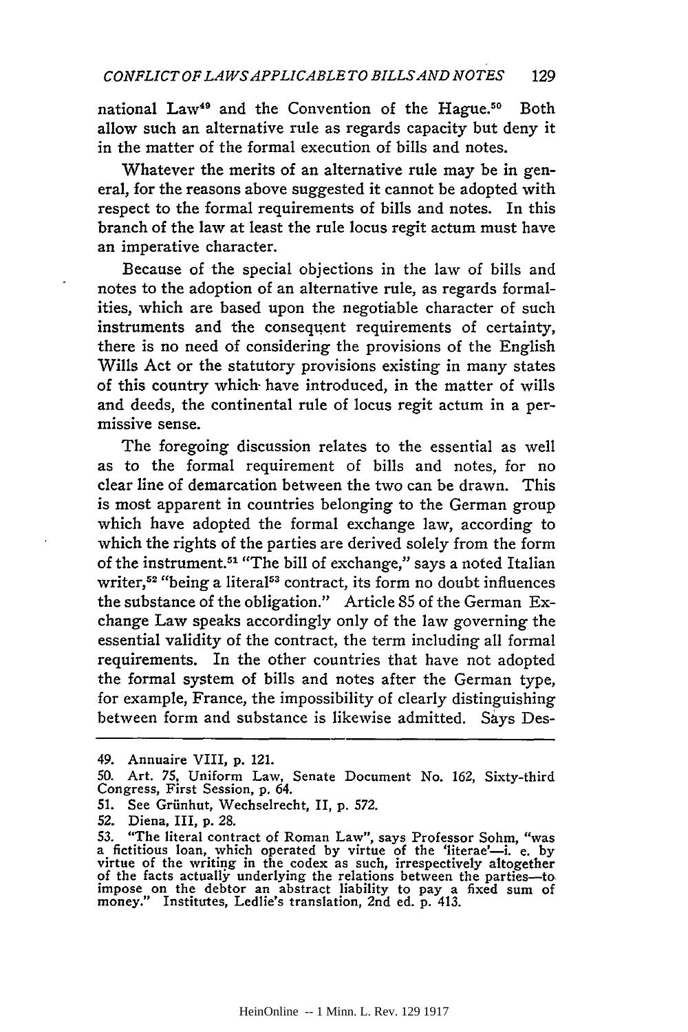national Law[49] and the Convention of the Hague.[50] Both allow such an alternative rule as regards capacity but deny it in the matter of the formal execution of bills and notes.

Whatever the merits of an alternative rule may be in general, for the reasons above suggested it cannot be adopted with respect to the formal requirements of bills and notes. In this branch of the law at least the rule locus regit actum must have an imperative character.

Because of the special objections in the law of bills and notes to the adoption of an alternative rule, as regards formalities, which are based upon the negotiable character of such instruments and the consequent requirements of certainty, there is no need of considering the provisions of the English Wills Act or the statutory provisions existing in many states of this country which have introduced, in the matter of wills and deeds, the continental rule of locus regit actum in a permissive sense.

The foregoing discussion relates to the essential as well as to the formal requirement of bills and notes, for no clear line of demarcation between the two can be drawn. This is most apparent in countries belonging to the German group which have adopted the formal exchange law, according to which the rights of the parties are derived solely from the form of the instrument.[51] "The bill of exchange," says a noted Italian writer,[52] "being a literal[53] contract, its form no doubt influences the substance of the obligation." Article 85 of the German Exchange Law speaks accordingly only of the law governing the essential validity of the contract, the term including all formal requirements. In the other countries that have not adopted the formal system of bills and notes after the German type, for example, France, the impossibility of clearly distinguishing between form and substance is likewise admitted. Says Des-

---

49. Annuaire VIII, p. 121.

50. Art. 75, Uniform Law, Senate Document No. 162, Sixty-third Congress, First Session, p. 64.

51. See Grünhut, Wechselrecht, II, p. 572.

52. Diena, III, p. 28.

53. "The literal contract of Roman Law", says Professor Sohm, "was a fictitious loan, which operated by virtue of the 'literae'—i. e. by virtue of the writing in the codex as such, irrespectively altogether of the facts actually underlying the relations between the parties—to impose on the debtor an abstract liability to pay a fixed sum of money." Institutes, Ledlie's translation, 2nd ed. p. 413.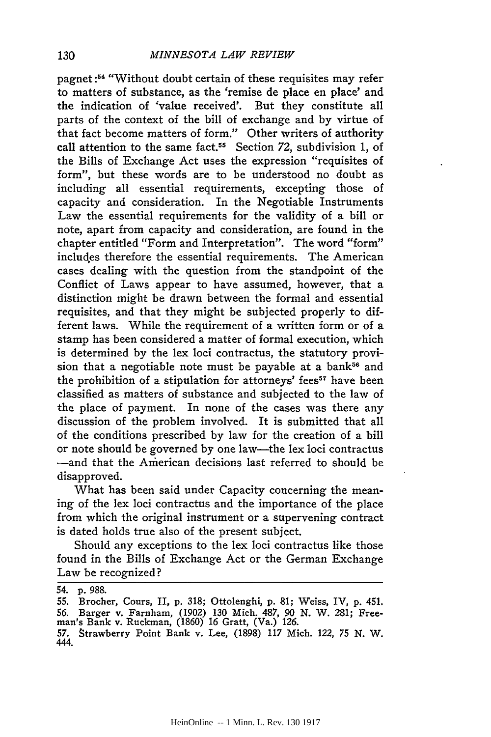pagnet:[54] "Without doubt certain of these requisites may refer to matters of substance, as the 'remise de place en place' and the indication of 'value received'. But they constitute all parts of the context of the bill of exchange and by virtue of that fact become matters of form." Other writers of authority call attention to the same fact.[55] Section 72, subdivision 1, of the Bills of Exchange Act uses the expression "requisites of form", but these words are to be understood no doubt as including all essential requirements, excepting those of capacity and consideration. In the Negotiable Instruments Law the essential requirements for the validity of a bill or note, apart from capacity and consideration, are found in the chapter entitled "Form and Interpretation". The word "form" includes therefore the essential requirements. The American cases dealing with the question from the standpoint of the Conflict of Laws appear to have assumed, however, that a distinction might be drawn between the formal and essential requisites, and that they might be subjected properly to different laws. While the requirement of a written form or of a stamp has been considered a matter of formal execution, which is determined by the lex loci contractus, the statutory provision that a negotiable note must be payable at a bank[56] and the prohibition of a stipulation for attorneys' fees[57] have been classified as matters of substance and subjected to the law of the place of payment. In none of the cases was there any discussion of the problem involved. It is submitted that all of the conditions prescribed by law for the creation of a bill or note should be governed by one law—the lex loci contractus—and that the American decisions last referred to should be disapproved.

What has been said under Capacity concerning the meaning of the lex loci contractus and the importance of the place from which the original instrument or a supervening contract is dated holds true also of the present subject.

Should any exceptions to the lex loci contractus like those found in the Bills of Exchange Act or the German Exchange Law be recognized?

---

54. p. 988.

55. Brocher, Cours, II, p. 318; Ottolenghi, p. 81; Weiss, IV, p. 451.

56. Barger v. Farnham, (1902) 130 Mich. 487, 90 N. W. 281; Freeman's Bank v. Ruckman, (1860) 16 Gratt, (Va.) 126.

57. Strawberry Point Bank v. Lee, (1898) 117 Mich. 122, 75 N. W. 444.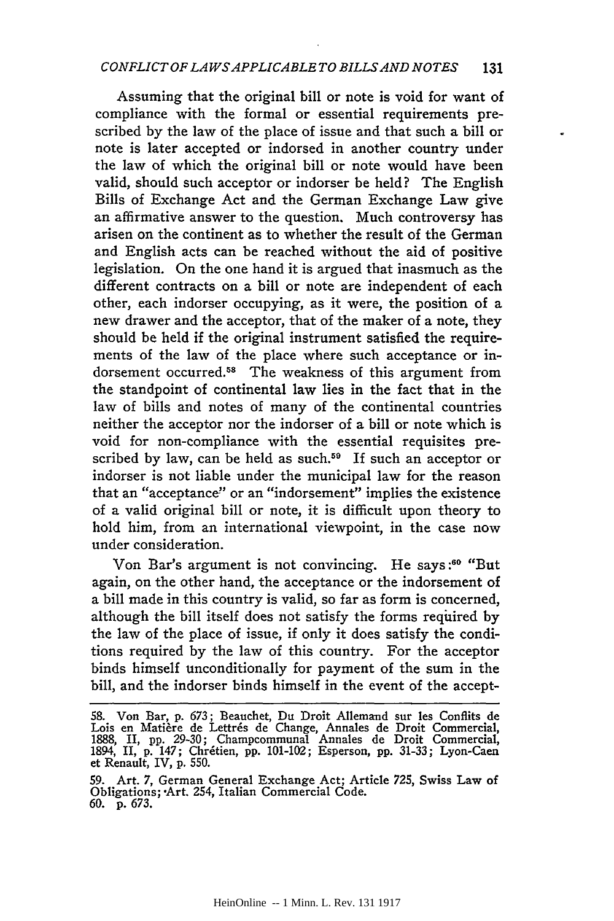Assuming that the original bill or note is void for want of compliance with the formal or essential requirements prescribed by the law of the place of issue and that such a bill or note is later accepted or indorsed in another country under the law of which the original bill or note would have been valid, should such acceptor or indorser be held? The English Bills of Exchange Act and the German Exchange Law give an affirmative answer to the question. Much controversy has arisen on the continent as to whether the result of the German and English acts can be reached without the aid of positive legislation. On the one hand it is argued that inasmuch as the different contracts on a bill or note are independent of each other, each indorser occupying, as it were, the position of a new drawer and the acceptor, that of the maker of a note, they should be held if the original instrument satisfied the requirements of the law of the place where such acceptance or indorsement occurred.[58] The weakness of this argument from the standpoint of continental law lies in the fact that in the law of bills and notes of many of the continental countries neither the acceptor nor the indorser of a bill or note which is void for non-compliance with the essential requisites prescribed by law, can be held as such.[59] If such an acceptor or indorser is not liable under the municipal law for the reason that an "acceptance" or an "indorsement" implies the existence of a valid original bill or note, it is difficult upon theory to hold him, from an international viewpoint, in the case now under consideration.

Von Bar's argument is not convincing. He says:[60] "But again, on the other hand, the acceptance or the indorsement of a bill made in this country is valid, so far as form is concerned, although the bill itself does not satisfy the forms required by the law of the place of issue, if only it does satisfy the conditions required by the law of this country. For the acceptor binds himself unconditionally for payment of the sum in the bill, and the indorser binds himself in the event of the accept-

---

58. Von Bar, p. 673; Beauchet, Du Droit Allemand sur les Conflits de Lois en Matière de Lettrés de Change, Annales de Droit Commercial, 1888, II, pp. 29-30; Champcommunal Annales de Droit Commercial, 1894, II, p. 147; Chrétien, pp. 101-102; Esperson, pp. 31-33; Lyon-Caen et Renault, IV, p. 550.

59. Art. 7, German General Exchange Act; Article 725, Swiss Law of Obligations; Art. 254, Italian Commercial Code.

60. p. 673.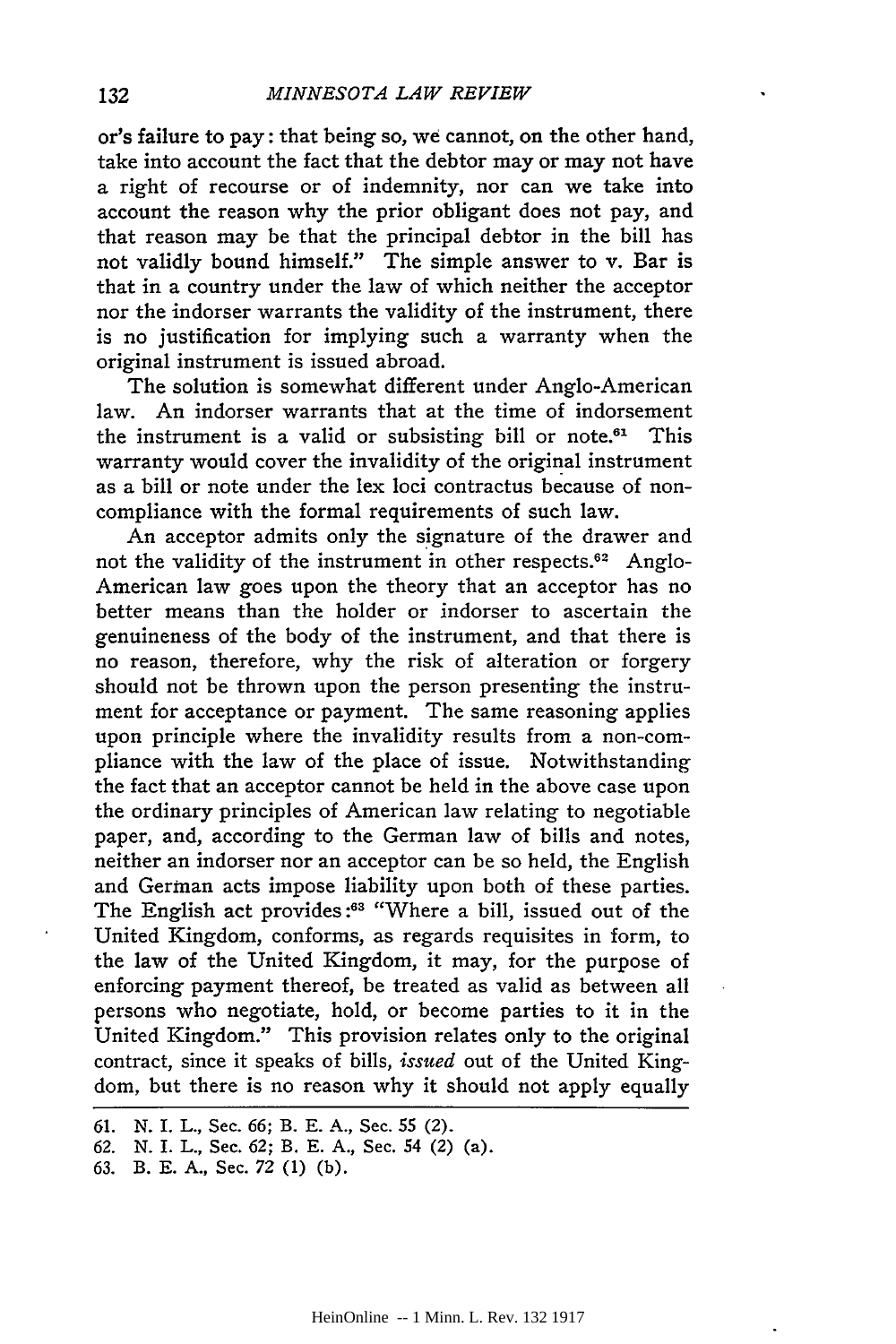or's failure to pay: that being so, we cannot, on the other hand, take into account the fact that the debtor may or may not have a right of recourse or of indemnity, nor can we take into account the reason why the prior obligant does not pay, and that reason may be that the principal debtor in the bill has not validly bound himself." The simple answer to v. Bar is that in a country under the law of which neither the acceptor nor the indorser warrants the validity of the instrument, there is no justification for implying such a warranty when the original instrument is issued abroad.

The solution is somewhat different under Anglo-American law. An indorser warrants that at the time of indorsement the instrument is a valid or subsisting bill or note.[61] This warranty would cover the invalidity of the original instrument as a bill or note under the lex loci contractus because of non-compliance with the formal requirements of such law.

An acceptor admits only the signature of the drawer and not the validity of the instrument in other respects.[62] Anglo-American law goes upon the theory that an acceptor has no better means than the holder or indorser to ascertain the genuineness of the body of the instrument, and that there is no reason, therefore, why the risk of alteration or forgery should not be thrown upon the person presenting the instrument for acceptance or payment. The same reasoning applies upon principle where the invalidity results from a non-compliance with the law of the place of issue. Notwithstanding the fact that an acceptor cannot be held in the above case upon the ordinary principles of American law relating to negotiable paper, and, according to the German law of bills and notes, neither an indorser nor an acceptor can be so held, the English and German acts impose liability upon both of these parties. The English act provides:[63] "Where a bill, issued out of the United Kingdom, conforms, as regards requisites in form, to the law of the United Kingdom, it may, for the purpose of enforcing payment thereof, be treated as valid as between all persons who negotiate, hold, or become parties to it in the United Kingdom." This provision relates only to the original contract, since it speaks of bills, *issued* out of the United Kingdom, but there is no reason why it should not apply equally

---

61. N. I. L., Sec. 66; B. E. A., Sec. 55 (2).

62. N. I. L., Sec. 62; B. E. A., Sec. 54 (2) (a).

63. B. E. A., Sec. 72 (1) (b).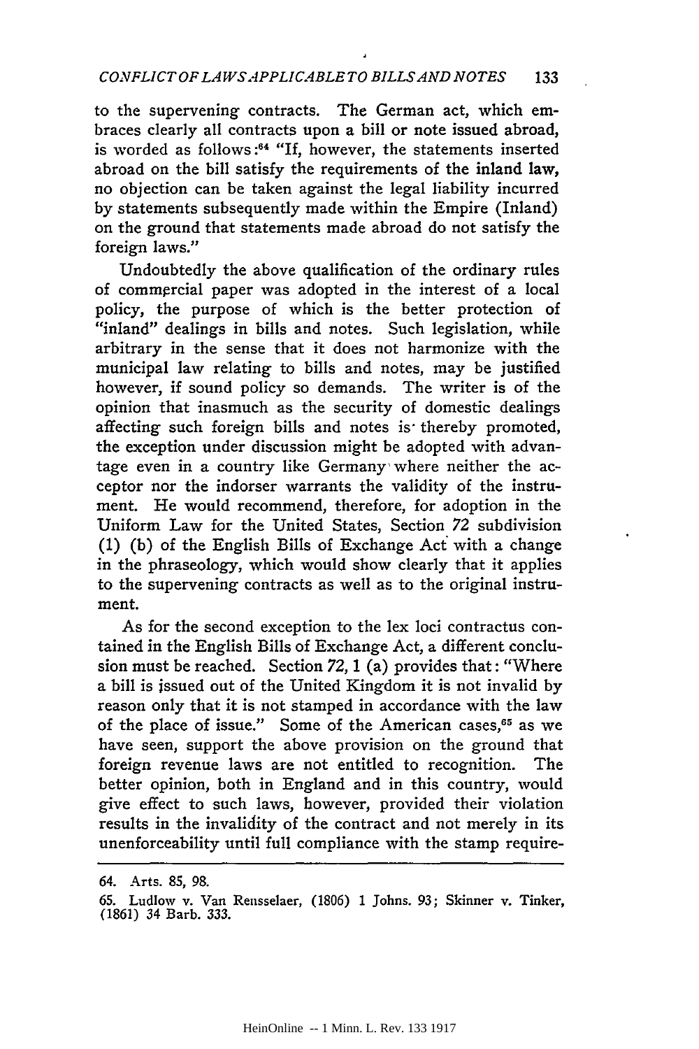to the supervening contracts. The German act, which embraces clearly all contracts upon a bill or note issued abroad, is worded as follows:[64] "If, however, the statements inserted abroad on the bill satisfy the requirements of the inland law, no objection can be taken against the legal liability incurred by statements subsequently made within the Empire (Inland) on the ground that statements made abroad do not satisfy the foreign laws."

Undoubtedly the above qualification of the ordinary rules of commercial paper was adopted in the interest of a local policy, the purpose of which is the better protection of "inland" dealings in bills and notes. Such legislation, while arbitrary in the sense that it does not harmonize with the municipal law relating to bills and notes, may be justified however, if sound policy so demands. The writer is of the opinion that inasmuch as the security of domestic dealings affecting such foreign bills and notes is thereby promoted, the exception under discussion might be adopted with advantage even in a country like Germany where neither the acceptor nor the indorser warrants the validity of the instrument. He would recommend, therefore, for adoption in the Uniform Law for the United States, Section 72 subdivision (1) (b) of the English Bills of Exchange Act with a change in the phraseology, which would show clearly that it applies to the supervening contracts as well as to the original instrument.

As for the second exception to the lex loci contractus contained in the English Bills of Exchange Act, a different conclusion must be reached. Section 72, 1 (a) provides that: "Where a bill is issued out of the United Kingdom it is not invalid by reason only that it is not stamped in accordance with the law of the place of issue." Some of the American cases,[65] as we have seen, support the above provision on the ground that foreign revenue laws are not entitled to recognition. The better opinion, both in England and in this country, would give effect to such laws, however, provided their violation results in the invalidity of the contract and not merely in its unenforceability until full compliance with the stamp require-

---

64. Arts. 85, 98.

65. Ludlow v. Van Rensselaer, (1806) 1 Johns. 93; Skinner v. Tinker, (1861) 34 Barb. 333.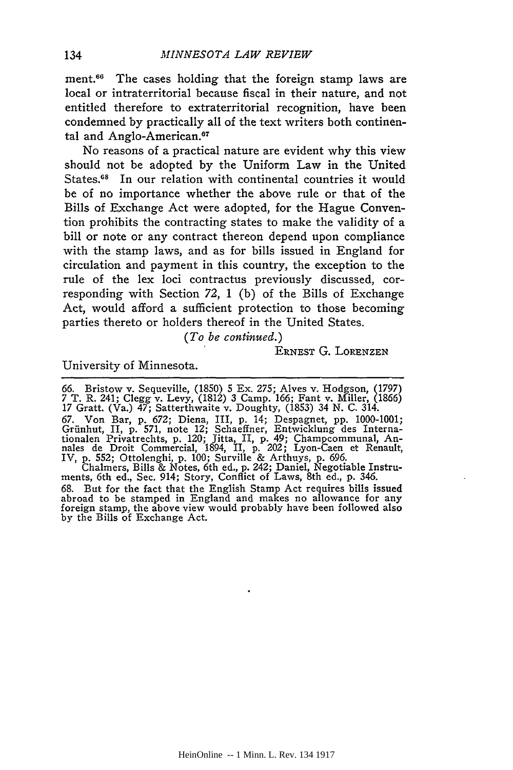ment.[66] The cases holding that the foreign stamp laws are local or intraterritorial because fiscal in their nature, and not entitled therefore to extraterritorial recognition, have been condemned by practically all of the text writers both continental and Anglo-American.[67]

No reasons of a practical nature are evident why this view should not be adopted by the Uniform Law in the United States.[68] In our relation with continental countries it would be of no importance whether the above rule or that of the Bills of Exchange Act were adopted, for the Hague Convention prohibits the contracting states to make the validity of a bill or note or any contract thereon depend upon compliance with the stamp laws, and as for bills issued in England for circulation and payment in this country, the exception to the rule of the lex loci contractus previously discussed, corresponding with Section 72, 1 (b) of the Bills of Exchange Act, would afford a sufficient protection to those becoming parties thereto or holders thereof in the United States.

*(To be continued.)*

ERNEST G. LORENZEN

University of Minnesota.

---

66. Bristow v. Sequeville, (1850) 5 Ex. 275; Alves v. Hodgson, (1797) 7 T. R. 241; Clegg v. Levy, (1812) 3 Camp. 166; Fant v. Miller, (1866) 17 Gratt. (Va.) 47; Satterthwaite v. Doughty, (1853) 34 N. C. 314.

67. Von Bar, p. 672; Diena, III, p. 14; Despagnet, pp. 1000-1001; Grünhut, II, p. 571, note 12; Schaeffner, Entwicklung des Internationalen Privatrechts, p. 120; Jitta, II, p. 49; Champcommunal, Annales de Droit Commercial, 1894, II, p. 202; Lyon-Caen et Renault, IV, p. 552; Ottolenghi, p. 100; Surville & Arthuys, p. 696.
Chalmers, Bills & Notes, 6th ed., p. 242; Daniel, Negotiable Instruments, 6th ed., Sec. 914; Story, Conflict of Laws, 8th ed., p. 346.

68. But for the fact that the English Stamp Act requires bills issued abroad to be stamped in England and makes no allowance for any foreign stamp, the above view would probably have been followed also by the Bills of Exchange Act.